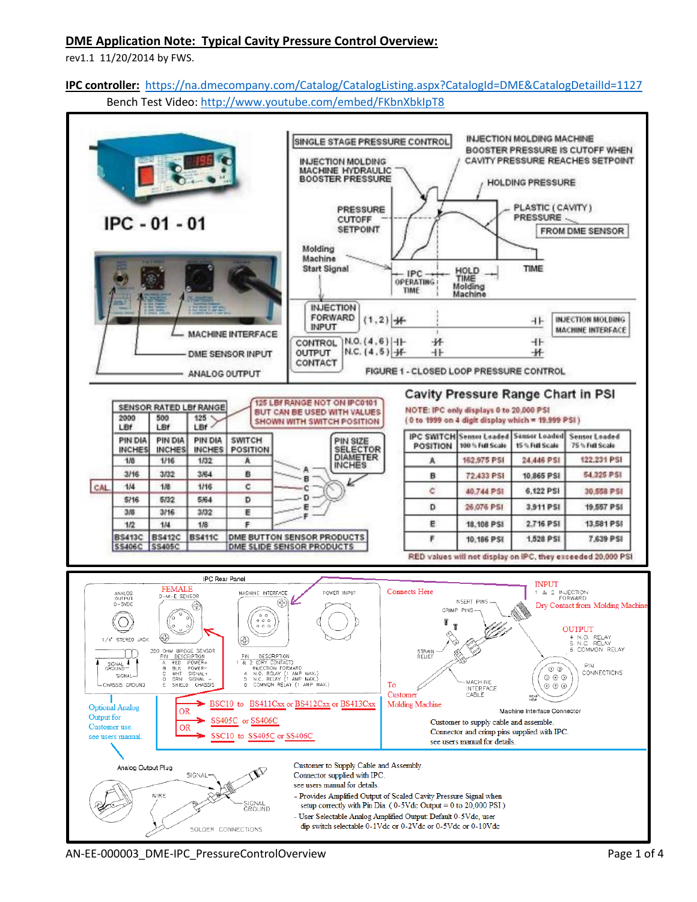# DME Application Note: Typical Cavity Pressure Control Overview:

rev1.1 11/20/2014 by FWS.

**IPC controller:** https://na.dmecompany.com/Catalog/CatalogListing.aspx?CatalogId=DME&CatalogDetailId=1127

Bench Test Video: http://www.youtube.com/embed/FKbnXbkIpT8

IPC - 01 - 01

MACHINE INTERFACE

DME SENSOR INPUT

ANALOG OUTPUT

SINGLE STAGE PRESSURE CONTROL

INJECTION MOLDING MACHINE BOOSTER PRESSURE IS CUTOFF WHEN CAVITY PRESSURE REACHES SETPOINT

INJECTION MOLDING MACHINE HYDRAULIC BOOSTER PRESSURE

HOLDING PRESSURE

PRESSURE CUTOFF SETPOINT

PLASTIC ( CAVITY ) PRESSURE

FROM DME SENSOR

Molding Machine Start Signal

IPC OPERATING TIME

HOLD TIME Molding Machine

TIME

INJECTION FORWARD INPUT (1,2)

CONTROL OUTPUT CONTACT N.O. (4,6) N.C. (4,5)

INJECTION MOLDING MACHINE INTERFACE

FIGURE 1 - CLOSED LOOP PRESSURE CONTROL

| SENSOR RATED LBf RANGE | | | |
|---|---|---|---|
| 2000 LBf | 500 LBf | 125 LBf | |
| PIN DIA INCHES | PIN DIA INCHES | PIN DIA INCHES | SWITCH POSITION |
| 1/8 | 1/16 | 1/32 | A |
| 3/16 | 3/32 | 3/64 | B |
| 1/4 (CAL) | 1/8 | 1/16 | C |
| 5/16 | 5/32 | 5/64 | D |
| 3/8 | 3/16 | 3/32 | E |
| 1/2 | 1/4 | 1/8 | F |
| BS413C | BS412C | BS411C | DME BUTTON SENSOR PRODUCTS |
| SS406C | SS405C | | DME SLIDE SENSOR PRODUCTS |

125 LBf RANGE NOT ON IPC0101 BUT CAN BE USED WITH VALUES SHOWN WITH SWITCH POSITION

PIN SIZE SELECTOR DIAMETER INCHES

## Cavity Pressure Range Chart in PSI

NOTE: IPC only displays 0 to 20,000 PSI (0 to 1999 on 4 digit display which = 19,999 PSI)

| IPC SWITCH POSITION | Sensor Loaded 100% Full Scale | Sensor Loaded 15% Full Scale | Sensor Loaded 75% Full Scale |
|---|---|---|---|
| A | 162,975 PSI | 24,446 PSI | 122,231 PSI |
| B | 72,433 PSI | 10,865 PSI | 54,325 PSI |
| C | 40,744 PSI | 6,122 PSI | 30,558 PSI |
| D | 26,076 PSI | 3,911 PSI | 19,557 PSI |
| E | 18,108 PSI | 2,716 PSI | 13,581 PSI |
| F | 10,186 PSI | 1,528 PSI | 7,639 PSI |

RED values will not display on IPC, they exceeded 20,000 PSI

IPC Rear Panel

ANALOG OUTPUT 0-5VDC — 1/4" STEREO JACK

SIGNAL GROUND, SIGNAL, CHASSIS GROUND

FEMALE D-M-E SENSOR

350 OHM BRIDGE SENSOR

| PIN | DESCRIPTION |
|---|---|
| A | RED POWER+ |
| B | BLK POWER- |
| C | WHT SIGNAL+ |
| D | GRN SIGNAL - |
| E | SHIELD CHASSIS |

MACHINE INTERFACE

| PIN | DESCRIPTION |
|---|---|
| 1 & 2 | (DRY CONTACT) INJECTION FORWARD |
| 4 | N.O. RELAY (1 AMP MAX.) |
| 5 | N.C. RELAY (1 AMP MAX.) |
| 6 | COMMON RELAY (1 AMP MAX.) |

POWER INPUT

BSC10 to BS411Cxx or BS412Cxx or BS413Cxx
OR SS405C or SS406C
OR SSC10 to SS405C or SS406C

Optional Analog Output for Customer use. see users manual.

Connects Here

INSERT PINS, CRIMP PINS, STRAIN RELIEF

INPUT 1 & 2 INJECTION FORWARD — Dry Contact from Molding Machine

OUTPUT 4 N.O. RELAY, 5 N.C. RELAY, 6 COMMON RELAY

PIN CONNECTIONS

To Customer Molding Machine

MACHINE INTERFACE CABLE

Machine Interface Connector

Customer to supply cable and assemble. Connector and crimp pins supplied with IPC. see users manual for details.

Analog Output Plug

SIGNAL, WIRE, SIGNAL GROUND, SOLDER CONNECTIONS

Customer to Supply Cable and Assembly. Connector supplied with IPC. see users manual for details.

- Provides Amplified Output of Scaled Cavity Pressure Signal when setup correctly with Pin Dia. ( 0-5Vdc Output = 0 to 20,000 PSI )
- User Selectable Analog Amplified Output: Default 0-5Vdc, user dip switch selectable 0-1Vdc or 0-2Vdc or 0-5Vdc or 0-10Vdc

AN-EE-000003_DME-IPC_PressureControlOverview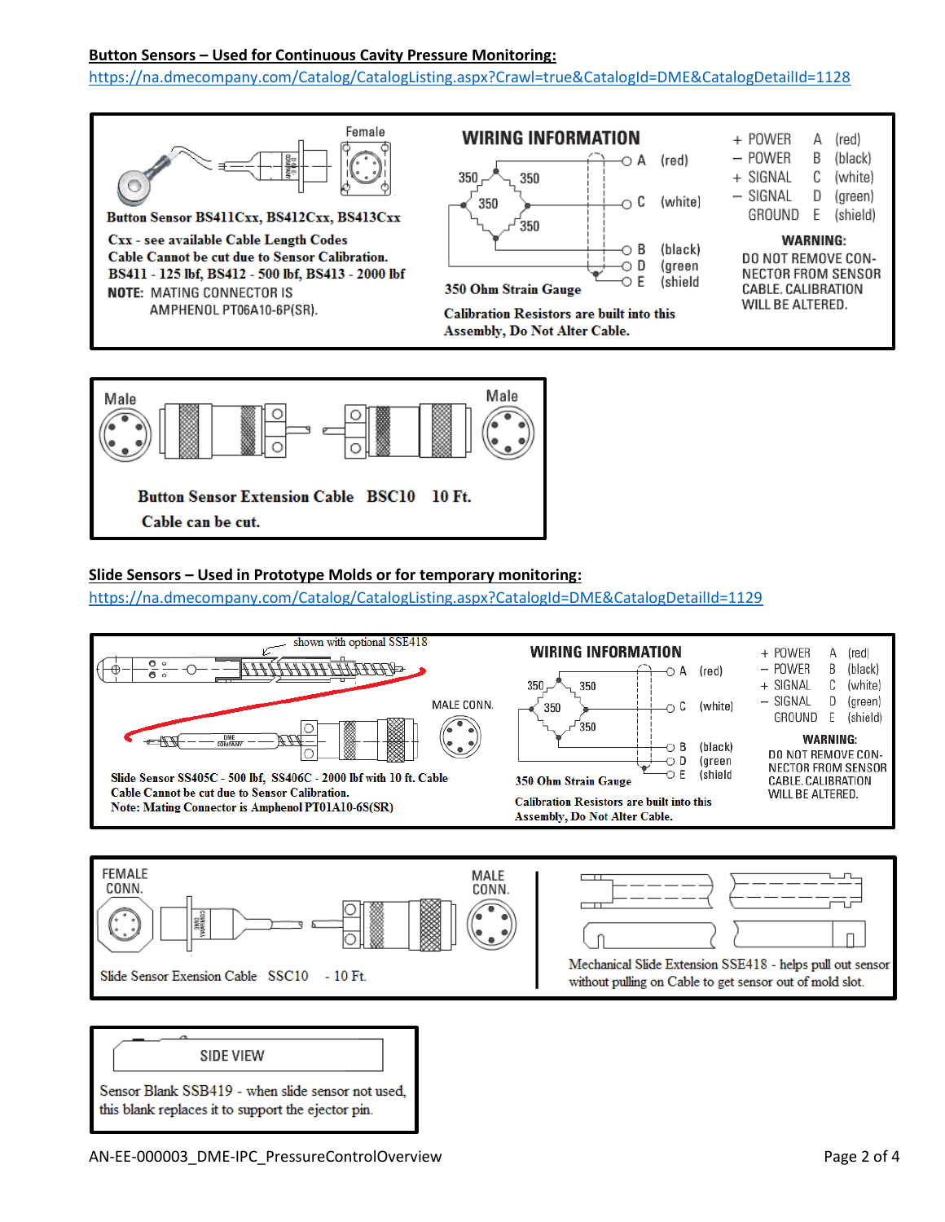**Button Sensors – Used for Continuous Cavity Pressure Monitoring:**

https://na.dmecompany.com/Catalog/CatalogListing.aspx?Crawl=true&CatalogId=DME&CatalogDetailId=1128

Female

**Button Sensor BS411Cxx, BS412Cxx, BS413Cxx**

**Cxx - see available Cable Length Codes**

**Cable Cannot be cut due to Sensor Calibration.**

**BS411 - 125 lbf, BS412 - 500 lbf, BS413 - 2000 lbf**

**NOTE:** MATING CONNECTOR IS AMPHENOL PT06A10-6P(SR).

**WIRING INFORMATION**

350 350 350 350

A (red)

C (white)

B (black)

D (green)

E (shield)

**350 Ohm Strain Gauge**

**Calibration Resistors are built into this Assembly, Do Not Alter Cable.**

| | | |
|---|---|---|
| + POWER | A | (red) |
| − POWER | B | (black) |
| + SIGNAL | C | (white) |
| − SIGNAL | D | (green) |
| GROUND | E | (shield) |

**WARNING:**
DO NOT REMOVE CONNECTOR FROM SENSOR CABLE. CALIBRATION WILL BE ALTERED.

Male Male

**Button Sensor Extension Cable BSC10 10 Ft.**

**Cable can be cut.**

**Slide Sensors – Used in Prototype Molds or for temporary monitoring:**

https://na.dmecompany.com/Catalog/CatalogListing.aspx?CatalogId=DME&CatalogDetailId=1129

shown with optional SSE418

MALE CONN.

**Slide Sensor SS405C - 500 lbf, SS406C - 2000 lbf with 10 ft. Cable**

**Cable Cannot be cut due to Sensor Calibration.**

**Note: Mating Connector is Amphenol PT01A10-6S(SR)**

**WIRING INFORMATION**

350 350 350 350

A (red)

C (white)

B (black)

D (green)

E (shield)

**350 Ohm Strain Gauge**

**Calibration Resistors are built into this Assembly, Do Not Alter Cable.**

| | | |
|---|---|---|
| + POWER | A | (red) |
| − POWER | B | (black) |
| + SIGNAL | C | (white) |
| − SIGNAL | D | (green) |
| GROUND | E | (shield) |

**WARNING:**
DO NOT REMOVE CONNECTOR FROM SENSOR CABLE. CALIBRATION WILL BE ALTERED.

FEMALE CONN. MALE CONN.

Slide Sensor Exension Cable SSC10 - 10 Ft.

Mechanical Slide Extension SSE418 - helps pull out sensor without pulling on Cable to get sensor out of mold slot.

SIDE VIEW

Sensor Blank SSB419 - when slide sensor not used, this blank replaces it to support the ejector pin.

AN-EE-000003_DME-IPC_PressureControlOverview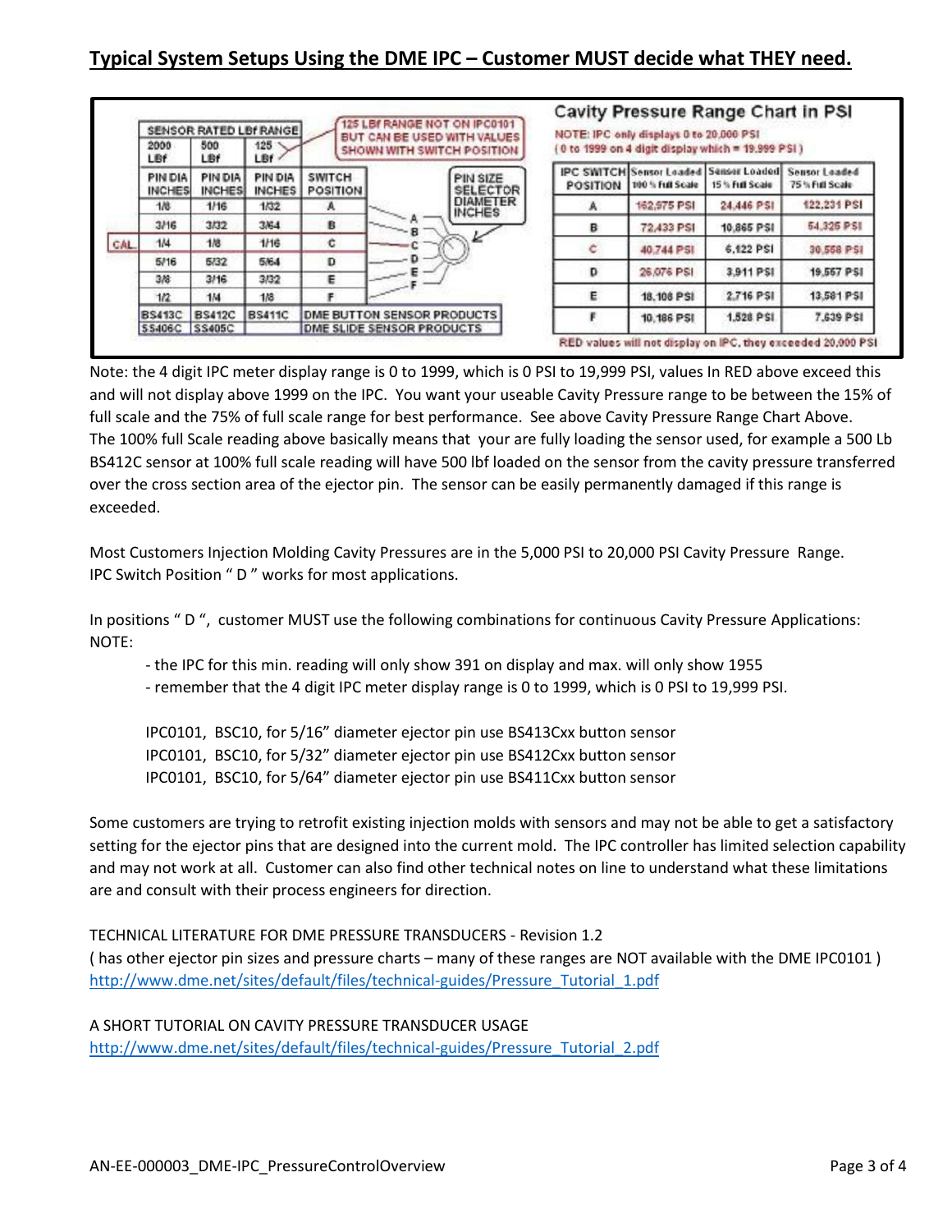## Typical System Setups Using the DME IPC – Customer MUST decide what THEY need.

| SENSOR RATED LBf RANGE | | | | |
|---|---|---|---|---|
| 2000 LBf | 500 LBf | 125 LBf | | |
| PIN DIA INCHES | PIN DIA INCHES | PIN DIA INCHES | SWITCH POSITION | |
| 1/8 | 1/16 | 1/32 | A | |
| 3/16 | 3/32 | 3/64 | B | |
| 1/4 | 1/8 | 1/16 | C | CAL |
| 5/16 | 5/32 | 5/64 | D | |
| 3/8 | 3/16 | 3/32 | E | |
| 1/2 | 1/4 | 1/8 | F | |
| BS413C SS406C | BS412C SS405C | BS411C | DME BUTTON SENSOR PRODUCTS / DME SLIDE SENSOR PRODUCTS | |

125 LBf RANGE NOT ON IPC0101 BUT CAN BE USED WITH VALUES SHOWN WITH SWITCH POSITION

PIN SIZE SELECTOR DIAMETER INCHES

**Cavity Pressure Range Chart in PSI**

NOTE: IPC only displays 0 to 20,000 PSI
( 0 to 1999 on 4 digit display which = 19,999 PSI )

| IPC SWITCH POSITION | Sensor Loaded 100 % Full Scale | Sensor Loaded 15 % Full Scale | Sensor Loaded 75 % Full Scale |
|---|---|---|---|
| A | 162,975 PSI | 24,446 PSI | 122,231 PSI |
| B | 72,433 PSI | 10,865 PSI | 54,325 PSI |
| C | 40,744 PSI | 6,122 PSI | 30,558 PSI |
| D | 26,076 PSI | 3,911 PSI | 19,557 PSI |
| E | 18,108 PSI | 2,716 PSI | 13,581 PSI |
| F | 10,186 PSI | 1,528 PSI | 7,639 PSI |

RED values will not display on IPC, they exceeded 20,000 PSI

Note: the 4 digit IPC meter display range is 0 to 1999, which is 0 PSI to 19,999 PSI, values In RED above exceed this and will not display above 1999 on the IPC. You want your useable Cavity Pressure range to be between the 15% of full scale and the 75% of full scale range for best performance. See above Cavity Pressure Range Chart Above. The 100% full Scale reading above basically means that your are fully loading the sensor used, for example a 500 Lb BS412C sensor at 100% full scale reading will have 500 lbf loaded on the sensor from the cavity pressure transferred over the cross section area of the ejector pin. The sensor can be easily permanently damaged if this range is exceeded.

Most Customers Injection Molding Cavity Pressures are in the 5,000 PSI to 20,000 PSI Cavity Pressure Range. IPC Switch Position " D " works for most applications.

In positions " D ", customer MUST use the following combinations for continuous Cavity Pressure Applications:
NOTE:

- the IPC for this min. reading will only show 391 on display and max. will only show 1955
- remember that the 4 digit IPC meter display range is 0 to 1999, which is 0 PSI to 19,999 PSI.

IPC0101, BSC10, for 5/16" diameter ejector pin use BS413Cxx button sensor
IPC0101, BSC10, for 5/32" diameter ejector pin use BS412Cxx button sensor
IPC0101, BSC10, for 5/64" diameter ejector pin use BS411Cxx button sensor

Some customers are trying to retrofit existing injection molds with sensors and may not be able to get a satisfactory setting for the ejector pins that are designed into the current mold. The IPC controller has limited selection capability and may not work at all. Customer can also find other technical notes on line to understand what these limitations are and consult with their process engineers for direction.

TECHNICAL LITERATURE FOR DME PRESSURE TRANSDUCERS - Revision 1.2
( has other ejector pin sizes and pressure charts – many of these ranges are NOT available with the DME IPC0101 )
http://www.dme.net/sites/default/files/technical-guides/Pressure_Tutorial_1.pdf

A SHORT TUTORIAL ON CAVITY PRESSURE TRANSDUCER USAGE
http://www.dme.net/sites/default/files/technical-guides/Pressure_Tutorial_2.pdf

AN-EE-000003_DME-IPC_PressureControlOverview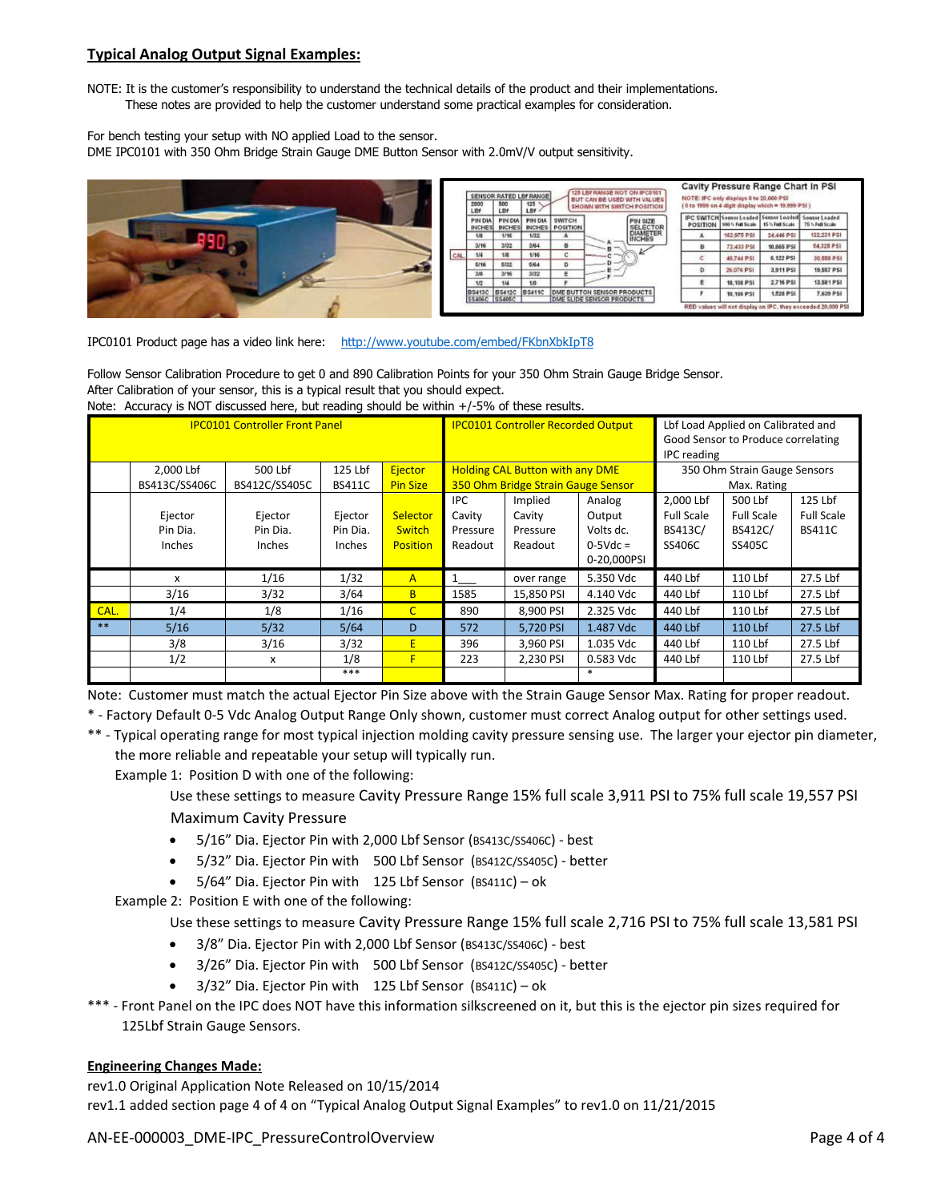## Typical Analog Output Signal Examples:

NOTE: It is the customer's responsibility to understand the technical details of the product and their implementations.
These notes are provided to help the customer understand some practical examples for consideration.

For bench testing your setup with NO applied Load to the sensor.
DME IPC0101 with 350 Ohm Bridge Strain Gauge DME Button Sensor with 2.0mV/V output sensitivity.

IPC0101 Product page has a video link here: http://www.youtube.com/embed/FKbnXbkIpT8

Follow Sensor Calibration Procedure to get 0 and 890 Calibration Points for your 350 Ohm Strain Gauge Bridge Sensor.
After Calibration of your sensor, this is a typical result that you should expect.
Note: Accuracy is NOT discussed here, but reading should be within +/-5% of these results.

| | IPC0101 Controller Front Panel | | | | IPC0101 Controller Recorded Output | | | Lbf Load Applied on Calibrated and Good Sensor to Produce correlating IPC reading | | |
|---|---|---|---|---|---|---|---|---|---|---|
| | 2,000 Lbf BS413C/SS406C | 500 Lbf BS412C/SS405C | 125 Lbf BS411C | Ejector Pin Size | Holding CAL Button with any DME 350 Ohm Bridge Strain Gauge Sensor | | | 350 Ohm Strain Gauge Sensors Max. Rating | | |
| | Ejector Pin Dia. Inches | Ejector Pin Dia. Inches | Ejector Pin Dia. Inches | Selector Switch Position | IPC Cavity Pressure Readout | Implied Cavity Pressure Readout | Analog Output Volts dc. 0-5Vdc = 0-20,000PSI | 2,000 Lbf Full Scale BS413C/ SS406C | 500 Lbf Full Scale BS412C/ SS405C | 125 Lbf Full Scale BS411C |
| | x | 1/16 | 1/32 | A | 1___ | over range | 5.350 Vdc | 440 Lbf | 110 Lbf | 27.5 Lbf |
| | 3/16 | 3/32 | 3/64 | B | 1585 | 15,850 PSI | 4.140 Vdc | 440 Lbf | 110 Lbf | 27.5 Lbf |
| CAL. | 1/4 | 1/8 | 1/16 | C | 890 | 8,900 PSI | 2.325 Vdc | 440 Lbf | 110 Lbf | 27.5 Lbf |
| ** | 5/16 | 5/32 | 5/64 | D | 572 | 5,720 PSI | 1.487 Vdc | 440 Lbf | 110 Lbf | 27.5 Lbf |
| | 3/8 | 3/16 | 3/32 | E | 396 | 3,960 PSI | 1.035 Vdc | 440 Lbf | 110 Lbf | 27.5 Lbf |
| | 1/2 | x | 1/8 | F | 223 | 2,230 PSI | 0.583 Vdc | 440 Lbf | 110 Lbf | 27.5 Lbf |
| | | | *** | | | | * | | | |

Note: Customer must match the actual Ejector Pin Size above with the Strain Gauge Sensor Max. Rating for proper readout.

\* - Factory Default 0-5 Vdc Analog Output Range Only shown, customer must correct Analog output for other settings used.

\*\* - Typical operating range for most typical injection molding cavity pressure sensing use. The larger your ejector pin diameter, the more reliable and repeatable your setup will typically run.

Example 1: Position D with one of the following:

Use these settings to measure Cavity Pressure Range 15% full scale 3,911 PSI to 75% full scale 19,557 PSI Maximum Cavity Pressure

- 5/16" Dia. Ejector Pin with 2,000 Lbf Sensor (BS413C/SS406C) - best
- 5/32" Dia. Ejector Pin with 500 Lbf Sensor (BS412C/SS405C) - better
- 5/64" Dia. Ejector Pin with 125 Lbf Sensor (BS411C) – ok

Example 2: Position E with one of the following:

Use these settings to measure Cavity Pressure Range 15% full scale 2,716 PSI to 75% full scale 13,581 PSI

- 3/8" Dia. Ejector Pin with 2,000 Lbf Sensor (BS413C/SS406C) - best
- 3/26" Dia. Ejector Pin with 500 Lbf Sensor (BS412C/SS405C) - better
- 3/32" Dia. Ejector Pin with 125 Lbf Sensor (BS411C) – ok

\*\*\* - Front Panel on the IPC does NOT have this information silkscreened on it, but this is the ejector pin sizes required for 125Lbf Strain Gauge Sensors.

## Engineering Changes Made:

rev1.0 Original Application Note Released on 10/15/2014
rev1.1 added section page 4 of 4 on "Typical Analog Output Signal Examples" to rev1.0 on 11/21/2015